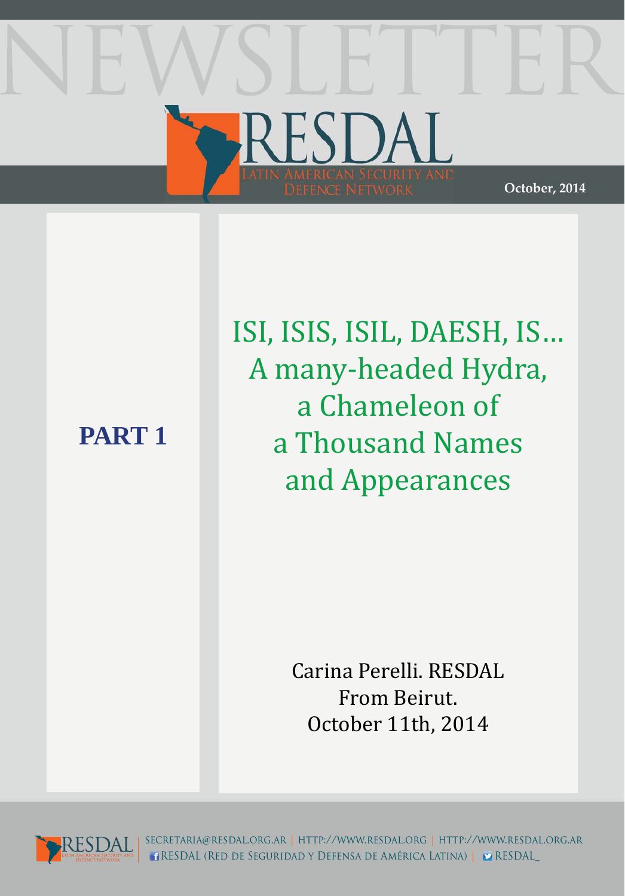# NEWSLETTER

RESDAL
LATIN AMERICAN SECURITY AND DEFENCE NETWORK

October, 2014

**PART 1**

## ISI, ISIS, ISIL, DAESH, IS… A many-headed Hydra, a Chameleon of a Thousand Names and Appearances

Carina Perelli. RESDAL
From Beirut.
October 11th, 2014

SECRETARIA@RESDAL.ORG.AR | HTTP://WWW.RESDAL.ORG | HTTP://WWW.RESDAL.ORG.AR
RESDAL (RED DE SEGURIDAD Y DEFENSA DE AMÉRICA LATINA) | RESDAL_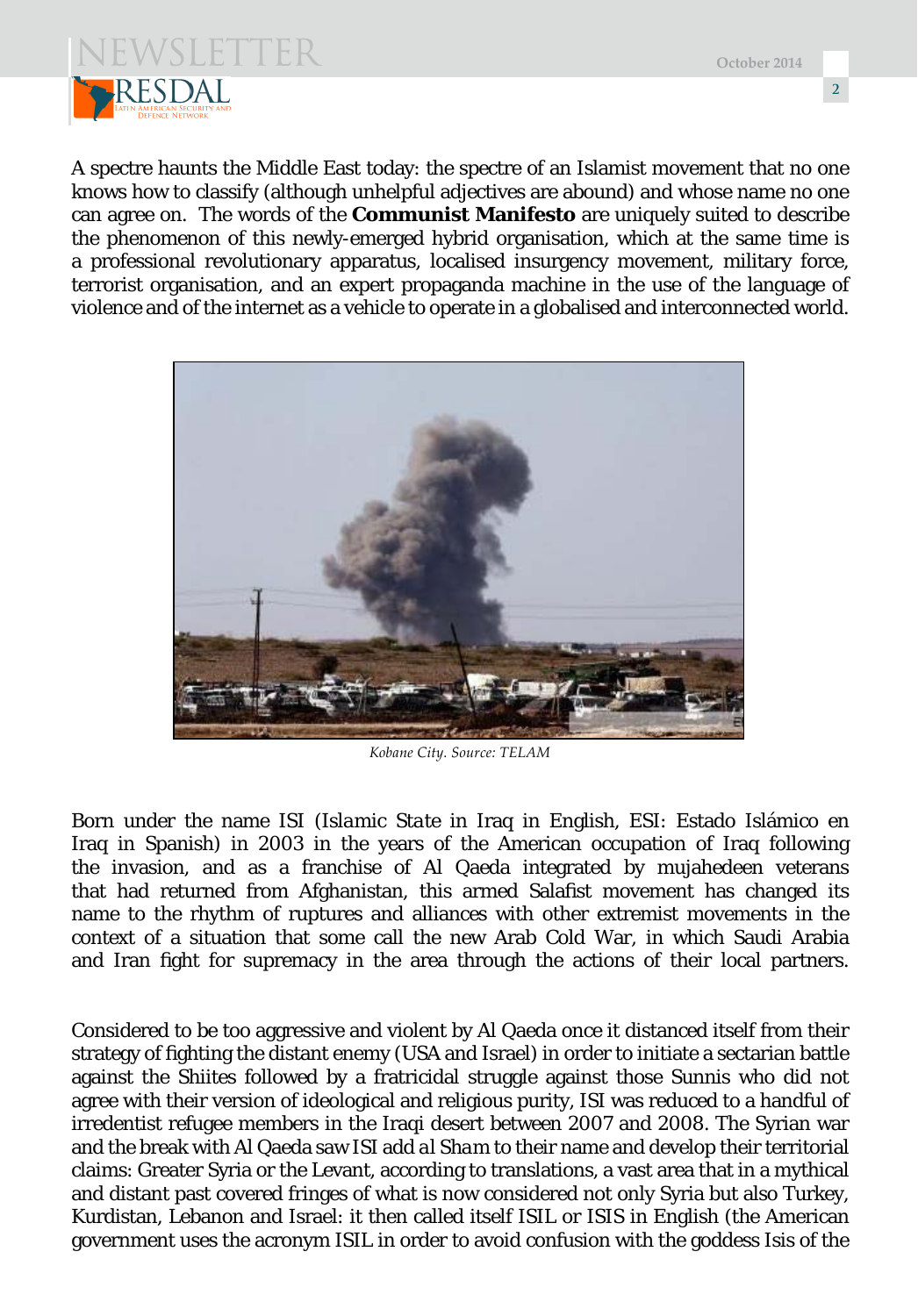A spectre haunts the Middle East today: the spectre of an Islamist movement that no one knows how to classify (although unhelpful adjectives are abound) and whose name no one can agree on. The words of the **Communist Manifesto** are uniquely suited to describe the phenomenon of this newly-emerged hybrid organisation, which at the same time is a professional revolutionary apparatus, localised insurgency movement, military force, terrorist organisation, and an expert propaganda machine in the use of the language of violence and of the internet as a vehicle to operate in a globalised and interconnected world.

*Kobane City. Source: TELAM*

Born under the name ISI (*Islamic State in Iraq* in English, ESI: Estado Islámico en Iraq in Spanish) in 2003 in the years of the American occupation of Iraq following the invasion, and as a franchise of Al Qaeda integrated by mujahedeen veterans that had returned from Afghanistan, this armed Salafist movement has changed its name to the rhythm of ruptures and alliances with other extremist movements in the context of a situation that some call the new Arab Cold War, in which Saudi Arabia and Iran fight for supremacy in the area through the actions of their local partners.

Considered to be too aggressive and violent by Al Qaeda once it distanced itself from their strategy of fighting the distant enemy (USA and Israel) in order to initiate a sectarian battle against the Shiites followed by a fratricidal struggle against those Sunnis who did not agree with their version of ideological and religious purity, ISI was reduced to a handful of irredentist refugee members in the Iraqi desert between 2007 and 2008. The Syrian war and the break with Al Qaeda saw ISI add *al Sham* to their name and develop their territorial claims: Greater Syria or the Levant, according to translations, a vast area that in a mythical and distant past covered fringes of what is now considered not only Syria but also Turkey, Kurdistan, Lebanon and Israel: it then called itself ISIL or ISIS in English (the American government uses the acronym ISIL in order to avoid confusion with the goddess Isis of the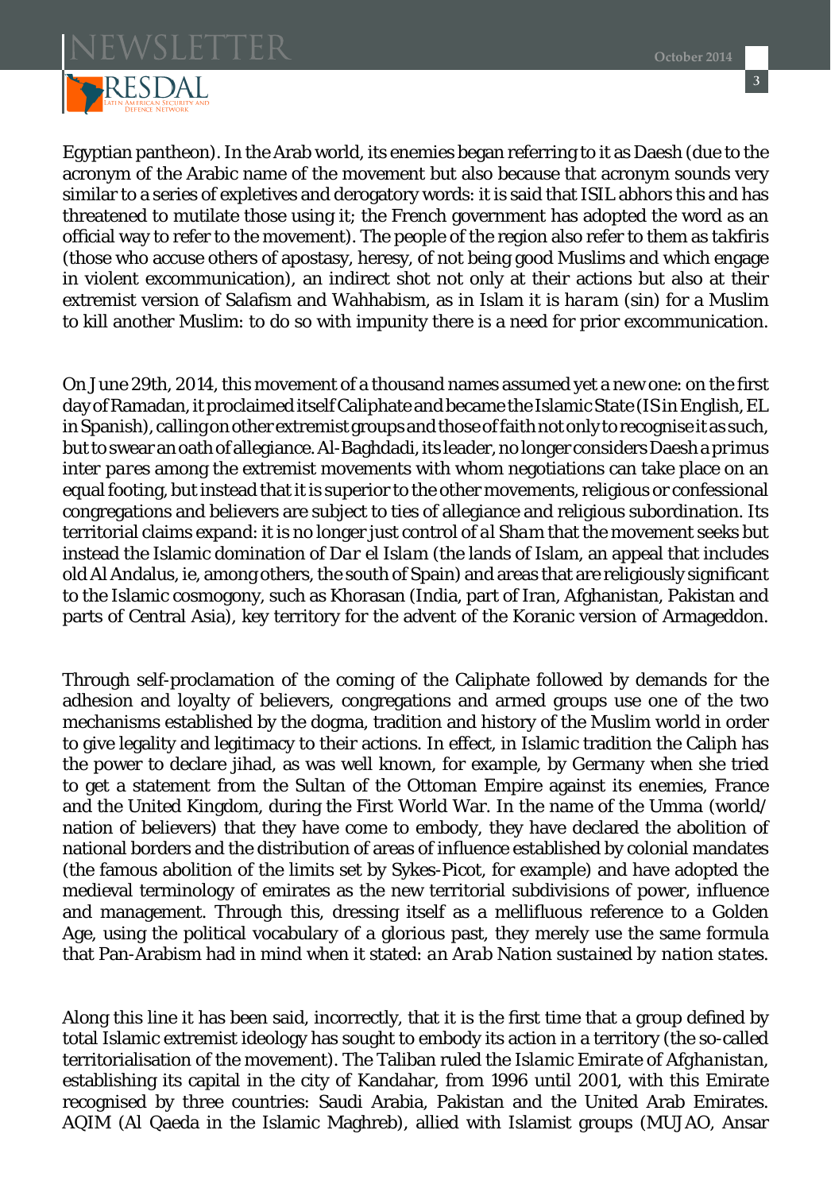Egyptian pantheon). In the Arab world, its enemies began referring to it as Daesh (due to the acronym of the Arabic name of the movement but also because that acronym sounds very similar to a series of expletives and derogatory words: it is said that ISIL abhors this and has threatened to mutilate those using it; the French government has adopted the word as an official way to refer to the movement). The people of the region also refer to them as *takfiris* (those who accuse others of apostasy, heresy, of not being good Muslims and which engage in violent excommunication), an indirect shot not only at their actions but also at their extremist version of Salafism and Wahhabism, as in Islam it is *haram* (sin) for a Muslim to kill another Muslim: to do so with impunity there is a need for prior excommunication.

On June 29th, 2014, this movement of a thousand names assumed yet a new one: on the first day of Ramadan, it proclaimed itself Caliphate and became the Islamic State (IS in English, EL in Spanish), calling on other extremist groups and those of faith not only to recognise it as such, but to swear an oath of allegiance. Al-Baghdadi, its leader, no longer considers Daesh a *primus inter pares* among the extremist movements with whom negotiations can take place on an equal footing, but instead that it is superior to the other movements, religious or confessional congregations and believers are subject to ties of allegiance and religious subordination. Its territorial claims expand: it is no longer just control of *al Sham* that the movement seeks but instead the Islamic domination of *Dar el Islam* (the lands of Islam, an appeal that includes old Al Andalus, ie, among others, the south of Spain) and areas that are religiously significant to the Islamic cosmogony, such as Khorasan (India, part of Iran, Afghanistan, Pakistan and parts of Central Asia), key territory for the advent of the Koranic version of Armageddon.

Through self-proclamation of the coming of the Caliphate followed by demands for the adhesion and loyalty of believers, congregations and armed groups use one of the two mechanisms established by the dogma, tradition and history of the Muslim world in order to give legality and legitimacy to their actions. In effect, in Islamic tradition the Caliph has the power to declare jihad, as was well known, for example, by Germany when she tried to get a statement from the Sultan of the Ottoman Empire against its enemies, France and the United Kingdom, during the First World War. In the name of the Umma (world/nation of believers) that they have come to embody, they have declared the abolition of national borders and the distribution of areas of influence established by colonial mandates (the famous abolition of the limits set by Sykes-Picot, for example) and have adopted the medieval terminology of emirates as the new territorial subdivisions of power, influence and management. Through this, dressing itself as a mellifluous reference to a Golden Age, using the political vocabulary of a glorious past, they merely use the same formula that Pan-Arabism had in mind when it stated: *an Arab Nation sustained by nation states*.

Along this line it has been said, incorrectly, that it is the first time that a group defined by total Islamic extremist ideology has sought to embody its action in a territory (the so-called territorialisation of the movement). The Taliban ruled the *Islamic Emirate of Afghanistan*, establishing its capital in the city of Kandahar, from 1996 until 2001, with this Emirate recognised by three countries: Saudi Arabia, Pakistan and the United Arab Emirates. AQIM (Al Qaeda in the Islamic Maghreb), allied with Islamist groups (MUJAO, Ansar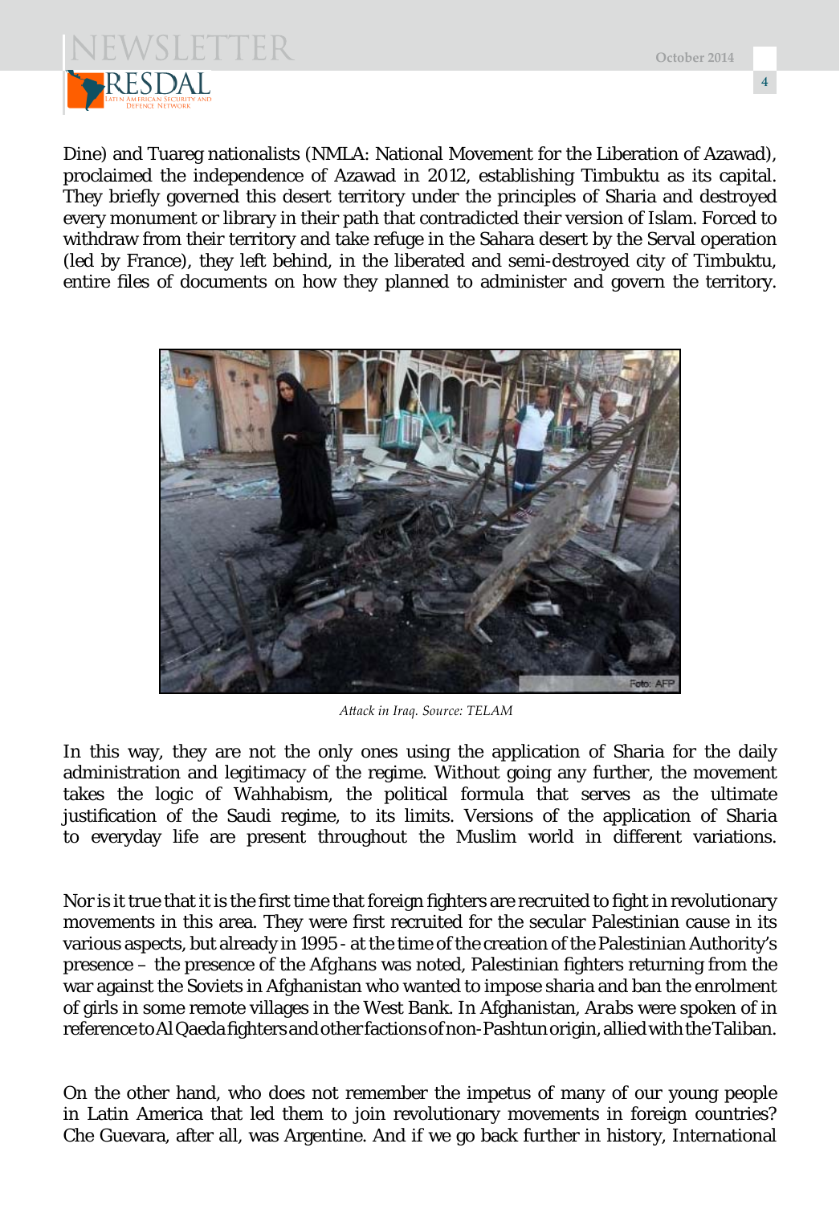Dine) and Tuareg nationalists (NMLA: National Movement for the Liberation of Azawad), proclaimed the independence of Azawad in 2012, establishing Timbuktu as its capital. They briefly governed this desert territory under the principles of Sharia and destroyed every monument or library in their path that contradicted their version of Islam. Forced to withdraw from their territory and take refuge in the Sahara desert by the Serval operation (led by France), they left behind, in the liberated and semi-destroyed city of Timbuktu, entire files of documents on how they planned to administer and govern the territory.

*Attack in Iraq. Source: TELAM*

In this way, they are not the only ones using the application of Sharia for the daily administration and legitimacy of the regime. Without going any further, the movement takes the logic of Wahhabism, the political formula that serves as the ultimate justification of the Saudi regime, to its limits. Versions of the application of Sharia to everyday life are present throughout the Muslim world in different variations.

Nor is it true that it is the first time that foreign fighters are recruited to fight in revolutionary movements in this area. They were first recruited for the secular Palestinian cause in its various aspects, but already in 1995 - at the time of the creation of the Palestinian Authority's presence – the presence of the *Afghans* was noted, Palestinian fighters returning from the war against the Soviets in Afghanistan who wanted to impose sharia and ban the enrolment of girls in some remote villages in the West Bank. In Afghanistan, *Arabs* were spoken of in reference to Al Qaeda fighters and other factions of non-Pashtun origin, allied with the Taliban.

On the other hand, who does not remember the impetus of many of our young people in Latin America that led them to join revolutionary movements in foreign countries? Che Guevara, after all, was Argentine. And if we go back further in history, International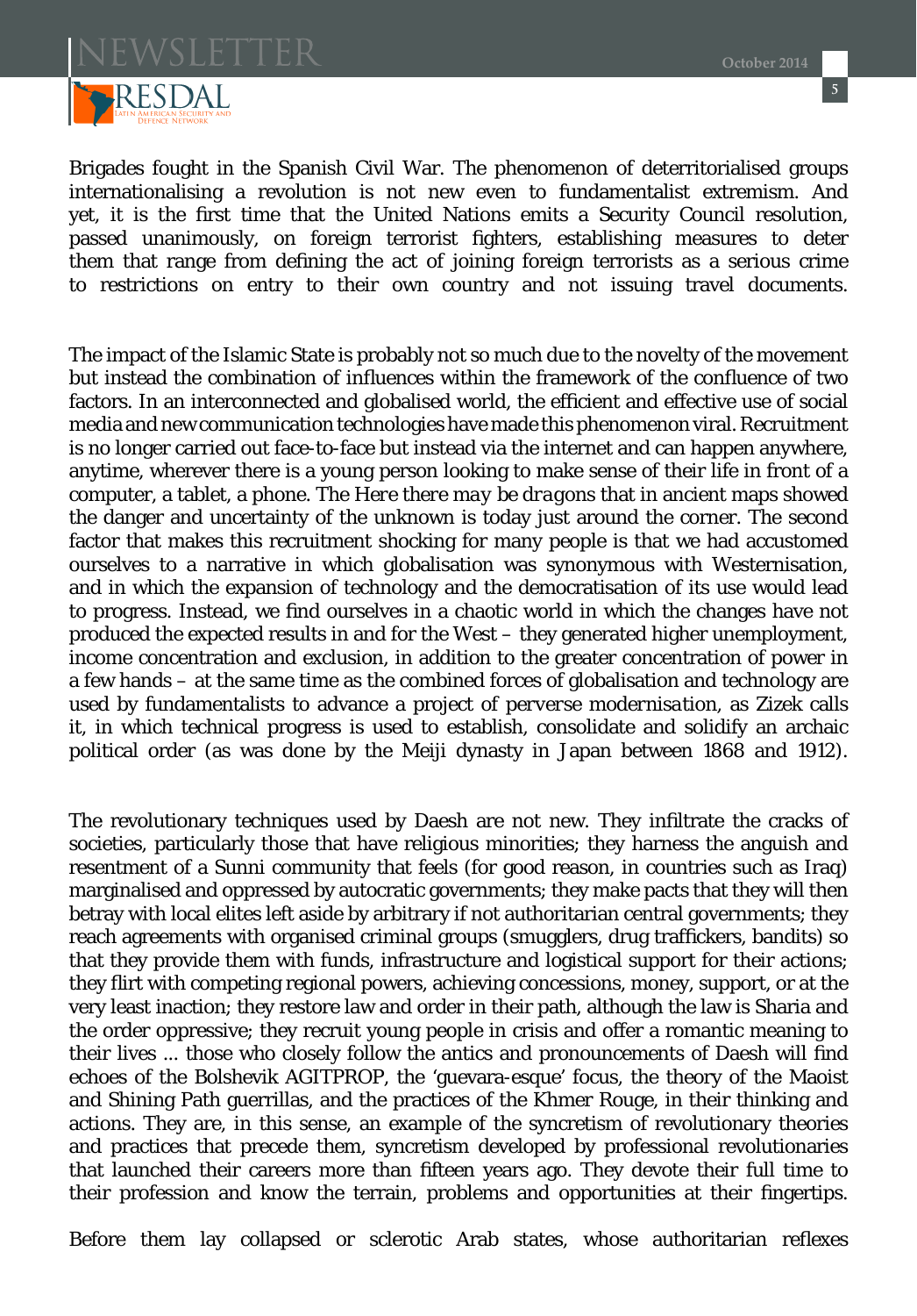Brigades fought in the Spanish Civil War. The phenomenon of deterritorialised groups internationalising a revolution is not new even to fundamentalist extremism. And yet, it is the first time that the United Nations emits a Security Council resolution, passed unanimously, on foreign terrorist fighters, establishing measures to deter them that range from defining the act of joining foreign terrorists as a serious crime to restrictions on entry to their own country and not issuing travel documents.

The impact of the Islamic State is probably not so much due to the novelty of the movement but instead the combination of influences within the framework of the confluence of two factors. In an interconnected and globalised world, the efficient and effective use of social media and new communication technologies have made this phenomenon viral. Recruitment is no longer carried out face-to-face but instead via the internet and can happen anywhere, anytime, wherever there is a young person looking to make sense of their life in front of a computer, a tablet, a phone. The *Here there may be dragons* that in ancient maps showed the danger and uncertainty of the unknown is today just around the corner. The second factor that makes this recruitment shocking for many people is that we had accustomed ourselves to a narrative in which globalisation was synonymous with Westernisation, and in which the expansion of technology and the democratisation of its use would lead to progress. Instead, we find ourselves in a chaotic world in which the changes have not produced the expected results in and for the West – they generated higher unemployment, income concentration and exclusion, in addition to the greater concentration of power in a few hands – at the same time as the combined forces of globalisation and technology are used by fundamentalists to advance a project of *perverse modernisation*, as Zizek calls it, in which technical progress is used to establish, consolidate and solidify an archaic political order (as was done by the Meiji dynasty in Japan between 1868 and 1912).

The revolutionary techniques used by Daesh are not new. They infiltrate the cracks of societies, particularly those that have religious minorities; they harness the anguish and resentment of a Sunni community that feels (for good reason, in countries such as Iraq) marginalised and oppressed by autocratic governments; they make pacts that they will then betray with local elites left aside by arbitrary if not authoritarian central governments; they reach agreements with organised criminal groups (smugglers, drug traffickers, bandits) so that they provide them with funds, infrastructure and logistical support for their actions; they flirt with competing regional powers, achieving concessions, money, support, or at the very least inaction; they restore law and order in their path, although the law is Sharia and the order oppressive; they recruit young people in crisis and offer a romantic meaning to their lives ... those who closely follow the antics and pronouncements of Daesh will find echoes of the Bolshevik AGITPROP, the 'guevara-esque' focus, the theory of the Maoist and Shining Path guerrillas, and the practices of the Khmer Rouge, in their thinking and actions. They are, in this sense, an example of the syncretism of revolutionary theories and practices that precede them, syncretism developed by professional revolutionaries that launched their careers more than fifteen years ago. They devote their full time to their profession and know the terrain, problems and opportunities at their fingertips.

Before them lay collapsed or sclerotic Arab states, whose authoritarian reflexes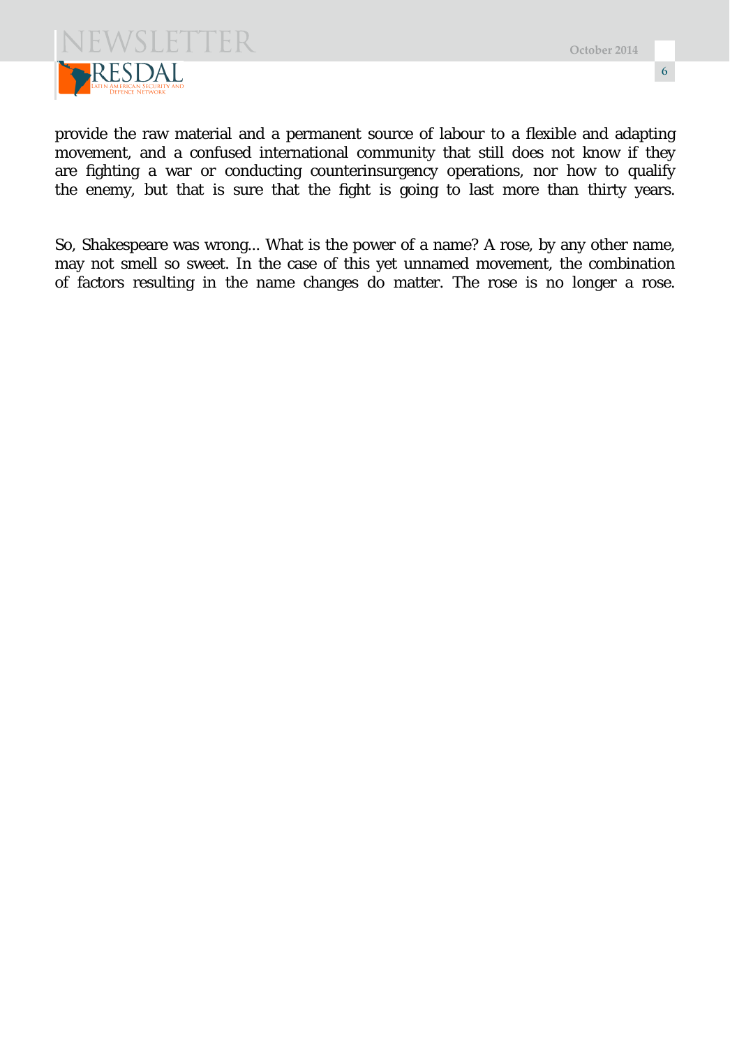provide the raw material and a permanent source of labour to a flexible and adapting movement, and a confused international community that still does not know if they are fighting a war or conducting counterinsurgency operations, nor how to qualify the enemy, but that is sure that the fight is going to last more than thirty years.

So, Shakespeare was wrong... What is the power of a name? A rose, by any other name, may not smell so sweet. In the case of this yet unnamed movement, the combination of factors resulting in the name changes do matter. The rose is no longer a rose.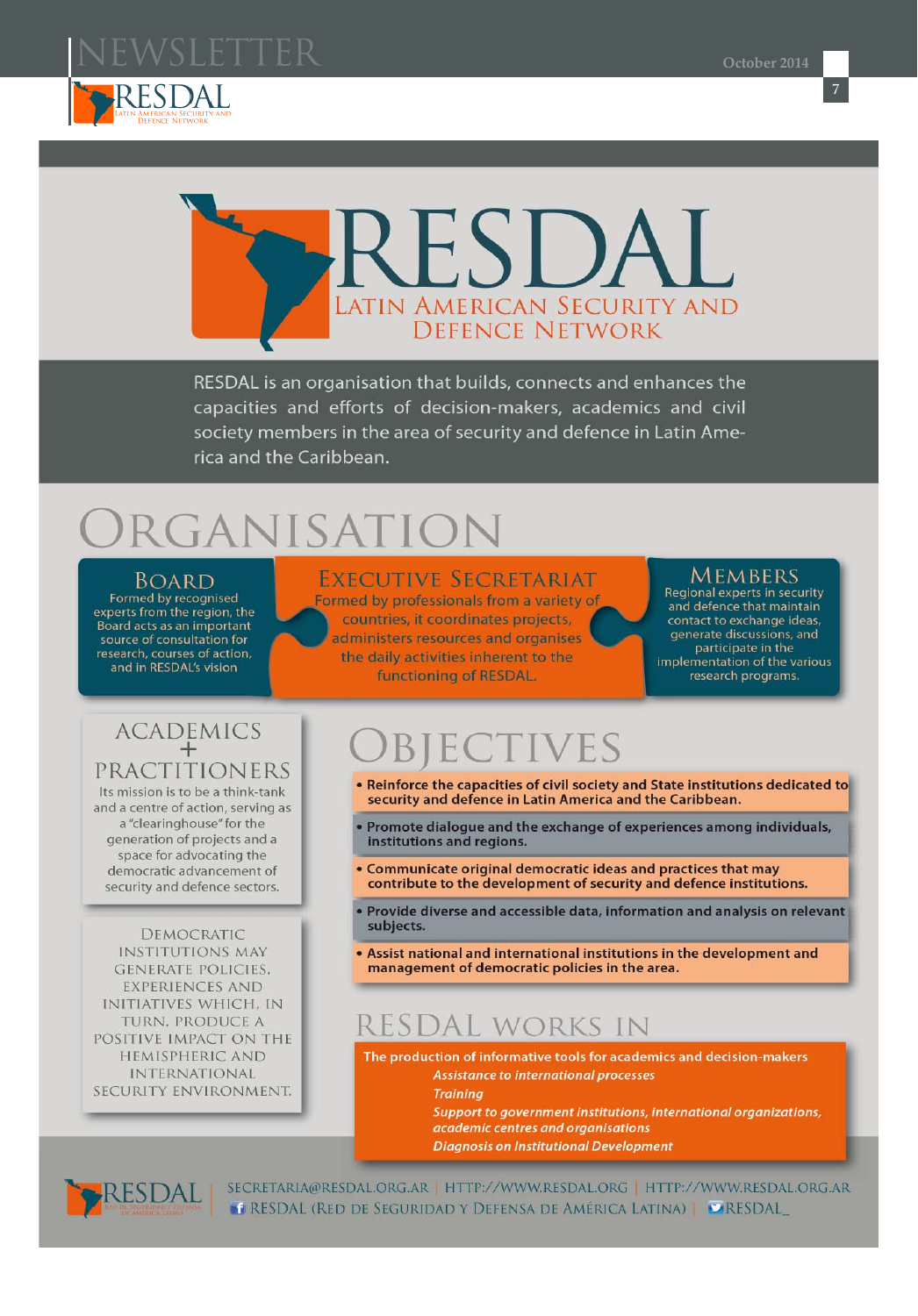# RESDAL

LATIN AMERICAN SECURITY AND DEFENCE NETWORK

RESDAL is an organisation that builds, connects and enhances the capacities and efforts of decision-makers, academics and civil society members in the area of security and defence in Latin America and the Caribbean.

## ORGANISATION

### BOARD

Formed by recognised experts from the region, the Board acts as an important source of consultation for research, courses of action, and in RESDAL's vision

### EXECUTIVE SECRETARIAT

Formed by professionals from a variety of countries, it coordinates projects, administers resources and organises the daily activities inherent to the functioning of RESDAL.

### MEMBERS

Regional experts in security and defence that maintain contact to exchange ideas, generate discussions, and participate in the implementation of the various research programs.

### ACADEMICS + PRACTITIONERS

Its mission is to be a think-tank and a centre of action, serving as a "clearinghouse" for the generation of projects and a space for advocating the democratic advancement of security and defence sectors.

DEMOCRATIC INSTITUTIONS MAY GENERATE POLICIES, EXPERIENCES AND INITIATIVES WHICH, IN TURN, PRODUCE A POSITIVE IMPACT ON THE HEMISPHERIC AND INTERNATIONAL SECURITY ENVIRONMENT.

## OBJECTIVES

- **Reinforce the capacities of civil society and State institutions dedicated to security and defence in Latin America and the Caribbean.**
- **Promote dialogue and the exchange of experiences among individuals, institutions and regions.**
- **Communicate original democratic ideas and practices that may contribute to the development of security and defence institutions.**
- **Provide diverse and accessible data, information and analysis on relevant subjects.**
- **Assist national and international institutions in the development and management of democratic policies in the area.**

## RESDAL WORKS IN

**The production of informative tools for academics and decision-makers**

- *Assistance to international processes*
- *Training*
- *Support to government institutions, international organizations, academic centres and organisations*
- *Diagnosis on Institutional Development*

RESDAL — Red de Seguridad y Defensa de América Latina

SECRETARIA@RESDAL.ORG.AR | HTTP://WWW.RESDAL.ORG | HTTP://WWW.RESDAL.ORG.AR

RESDAL (RED DE SEGURIDAD Y DEFENSA DE AMÉRICA LATINA) | RESDAL_